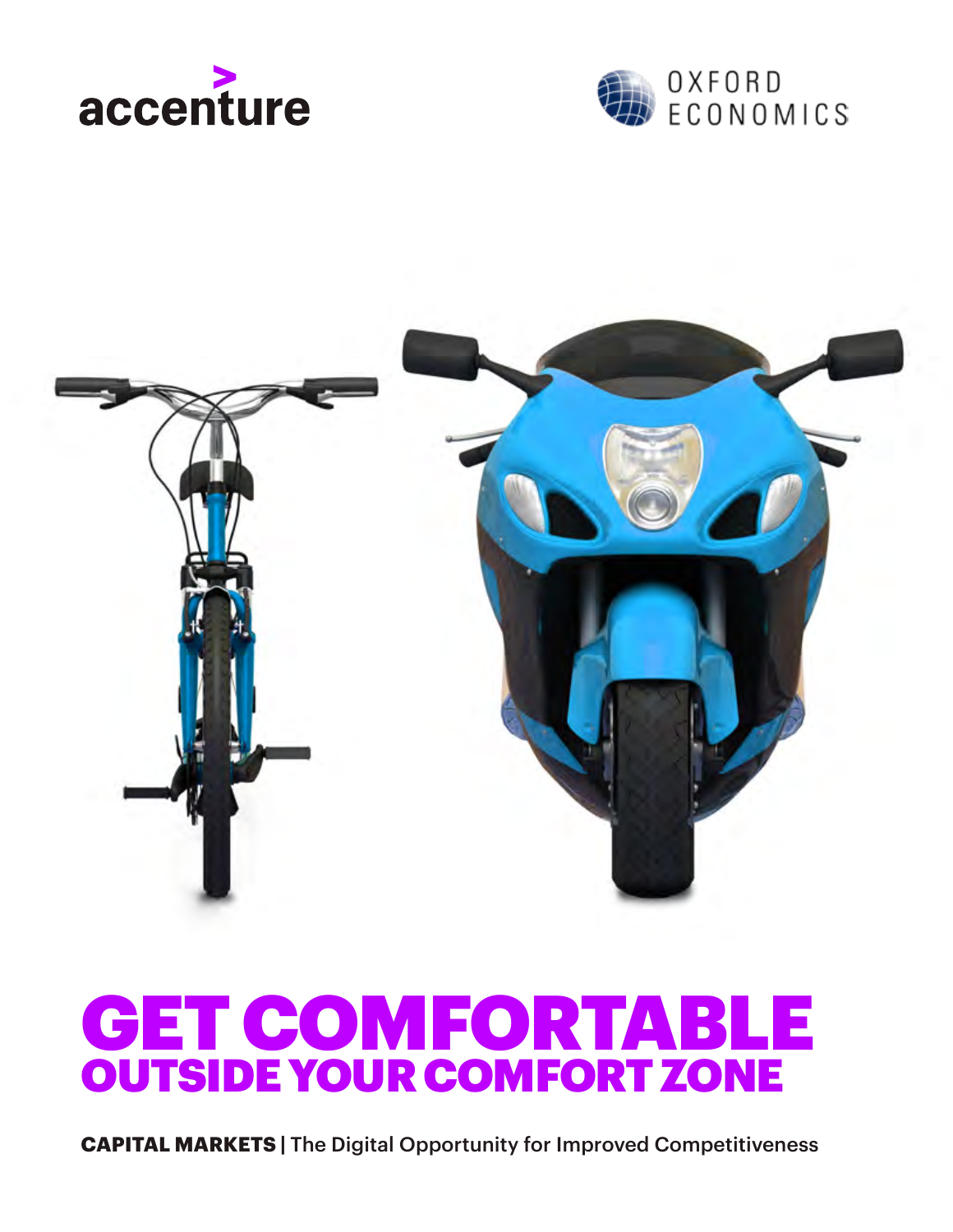accenture

OXFORD ECONOMICS

# GET COMFORTABLE
## OUTSIDE YOUR COMFORT ZONE

**CAPITAL MARKETS** | The Digital Opportunity for Improved Competitiveness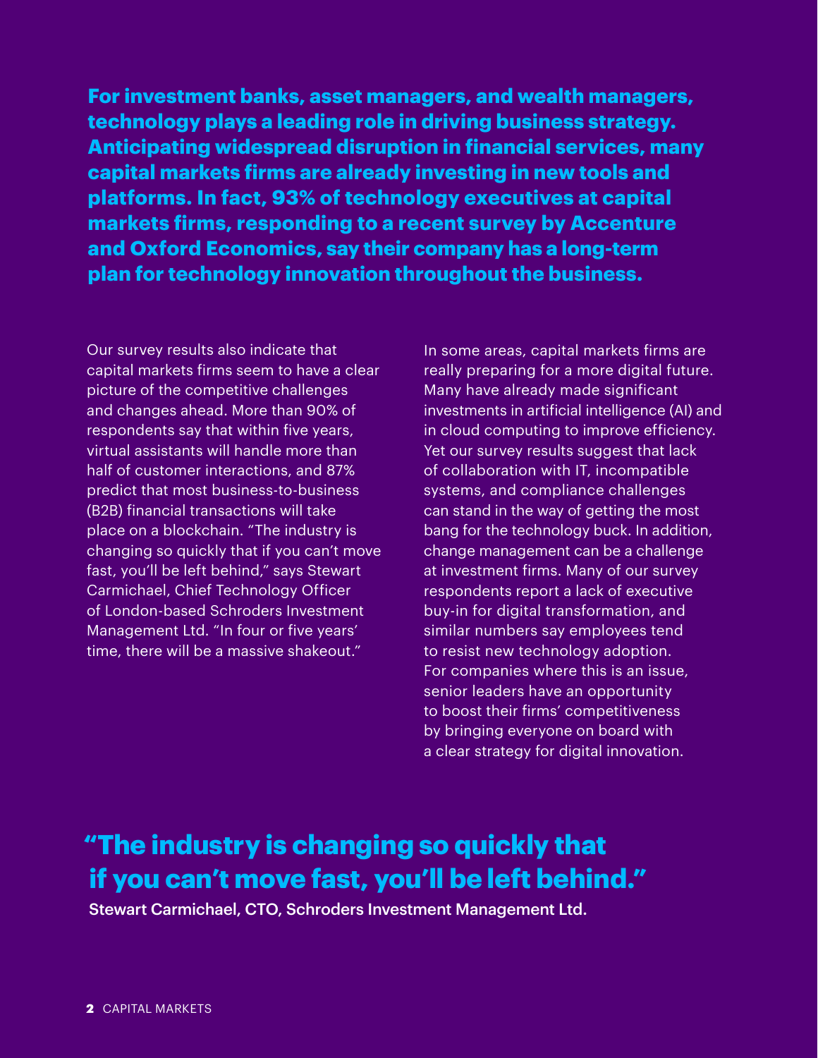**For investment banks, asset managers, and wealth managers, technology plays a leading role in driving business strategy. Anticipating widespread disruption in financial services, many capital markets firms are already investing in new tools and platforms. In fact, 93% of technology executives at capital markets firms, responding to a recent survey by Accenture and Oxford Economics, say their company has a long-term plan for technology innovation throughout the business.**

Our survey results also indicate that capital markets firms seem to have a clear picture of the competitive challenges and changes ahead. More than 90% of respondents say that within five years, virtual assistants will handle more than half of customer interactions, and 87% predict that most business-to-business (B2B) financial transactions will take place on a blockchain. "The industry is changing so quickly that if you can't move fast, you'll be left behind," says Stewart Carmichael, Chief Technology Officer of London-based Schroders Investment Management Ltd. "In four or five years' time, there will be a massive shakeout."

In some areas, capital markets firms are really preparing for a more digital future. Many have already made significant investments in artificial intelligence (AI) and in cloud computing to improve efficiency. Yet our survey results suggest that lack of collaboration with IT, incompatible systems, and compliance challenges can stand in the way of getting the most bang for the technology buck. In addition, change management can be a challenge at investment firms. Many of our survey respondents report a lack of executive buy-in for digital transformation, and similar numbers say employees tend to resist new technology adoption. For companies where this is an issue, senior leaders have an opportunity to boost their firms' competitiveness by bringing everyone on board with a clear strategy for digital innovation.

> **"The industry is changing so quickly that if you can't move fast, you'll be left behind."**
>
> **Stewart Carmichael, CTO, Schroders Investment Management Ltd.**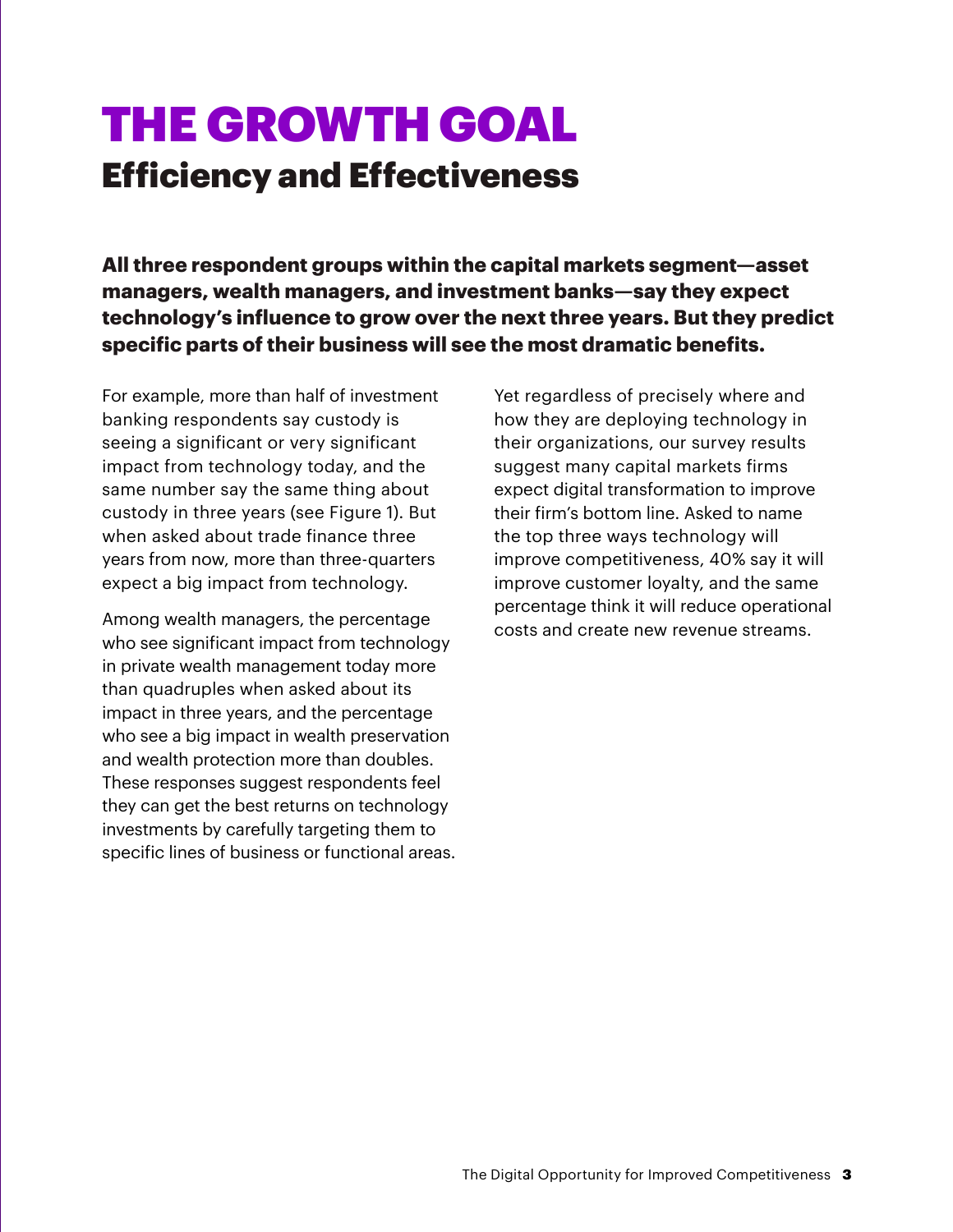# THE GROWTH GOAL

## Efficiency and Effectiveness

**All three respondent groups within the capital markets segment—asset managers, wealth managers, and investment banks—say they expect technology's influence to grow over the next three years. But they predict specific parts of their business will see the most dramatic benefits.**

For example, more than half of investment banking respondents say custody is seeing a significant or very significant impact from technology today, and the same number say the same thing about custody in three years (see Figure 1). But when asked about trade finance three years from now, more than three-quarters expect a big impact from technology.

Among wealth managers, the percentage who see significant impact from technology in private wealth management today more than quadruples when asked about its impact in three years, and the percentage who see a big impact in wealth preservation and wealth protection more than doubles. These responses suggest respondents feel they can get the best returns on technology investments by carefully targeting them to specific lines of business or functional areas.

Yet regardless of precisely where and how they are deploying technology in their organizations, our survey results suggest many capital markets firms expect digital transformation to improve their firm's bottom line. Asked to name the top three ways technology will improve competitiveness, 40% say it will improve customer loyalty, and the same percentage think it will reduce operational costs and create new revenue streams.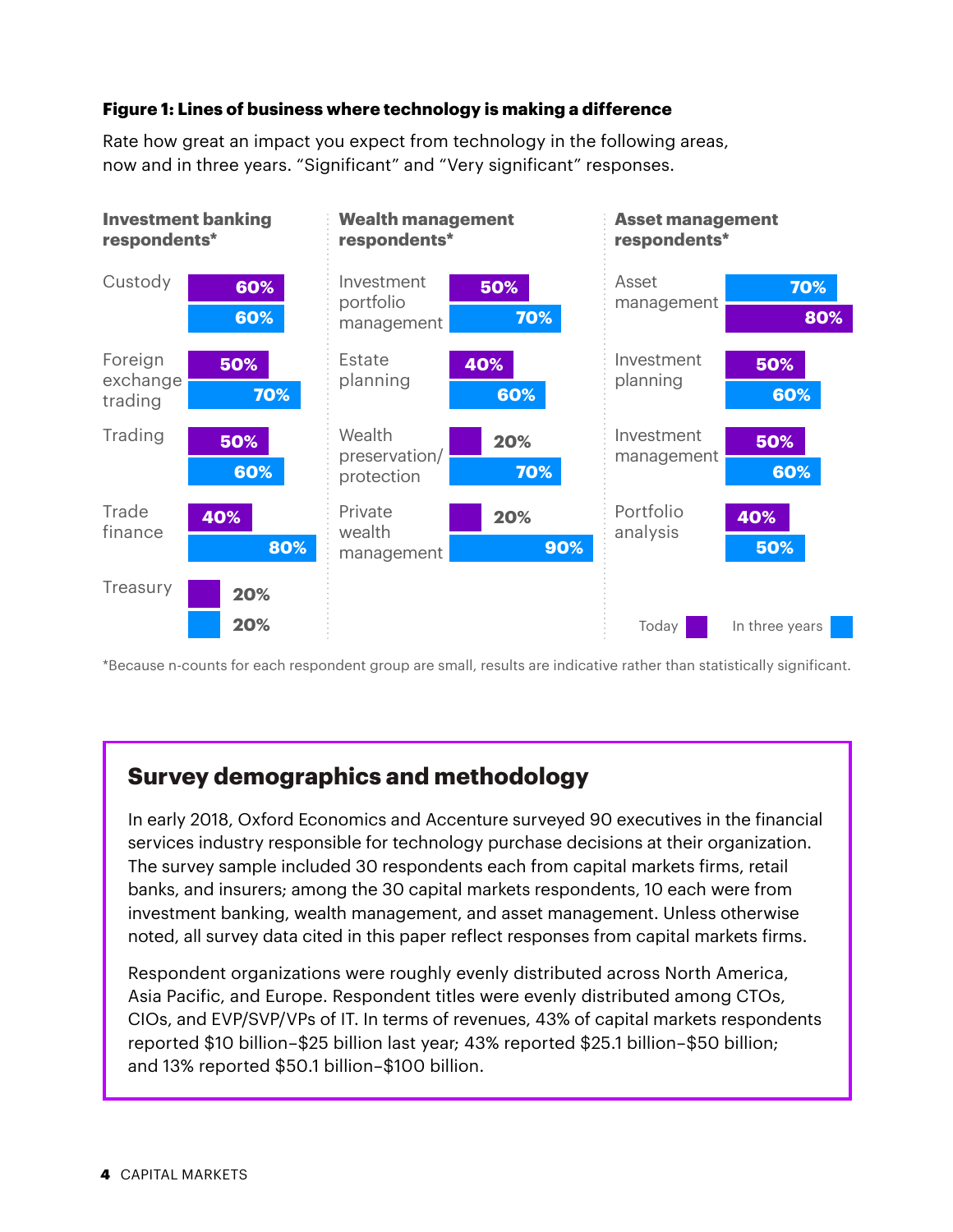**Figure 1: Lines of business where technology is making a difference**

Rate how great an impact you expect from technology in the following areas, now and in three years. "Significant" and "Very significant" responses.

**Investment banking respondents***

| Line of business | Today | In three years |
|---|---|---|
| Custody | 60% | 60% |
| Foreign exchange trading | 50% | 70% |
| Trading | 50% | 60% |
| Trade finance | 40% | 80% |
| Treasury | 20% | 20% |

**Wealth management respondents***

| Line of business | Today | In three years |
|---|---|---|
| Investment portfolio management | 50% | 70% |
| Estate planning | 40% | 60% |
| Wealth preservation/ protection | 20% | 70% |
| Private wealth management | 20% | 90% |

**Asset management respondents***

| Line of business | Today | In three years |
|---|---|---|
| Asset management | 80% | 70% |
| Investment planning | 50% | 60% |
| Investment management | 50% | 60% |
| Portfolio analysis | 40% | 50% |

*Because n-counts for each respondent group are small, results are indicative rather than statistically significant.

## Survey demographics and methodology

In early 2018, Oxford Economics and Accenture surveyed 90 executives in the financial services industry responsible for technology purchase decisions at their organization. The survey sample included 30 respondents each from capital markets firms, retail banks, and insurers; among the 30 capital markets respondents, 10 each were from investment banking, wealth management, and asset management. Unless otherwise noted, all survey data cited in this paper reflect responses from capital markets firms.

Respondent organizations were roughly evenly distributed across North America, Asia Pacific, and Europe. Respondent titles were evenly distributed among CTOs, CIOs, and EVP/SVP/VPs of IT. In terms of revenues, 43% of capital markets respondents reported $10 billion–$25 billion last year; 43% reported $25.1 billion–$50 billion; and 13% reported $50.1 billion–$100 billion.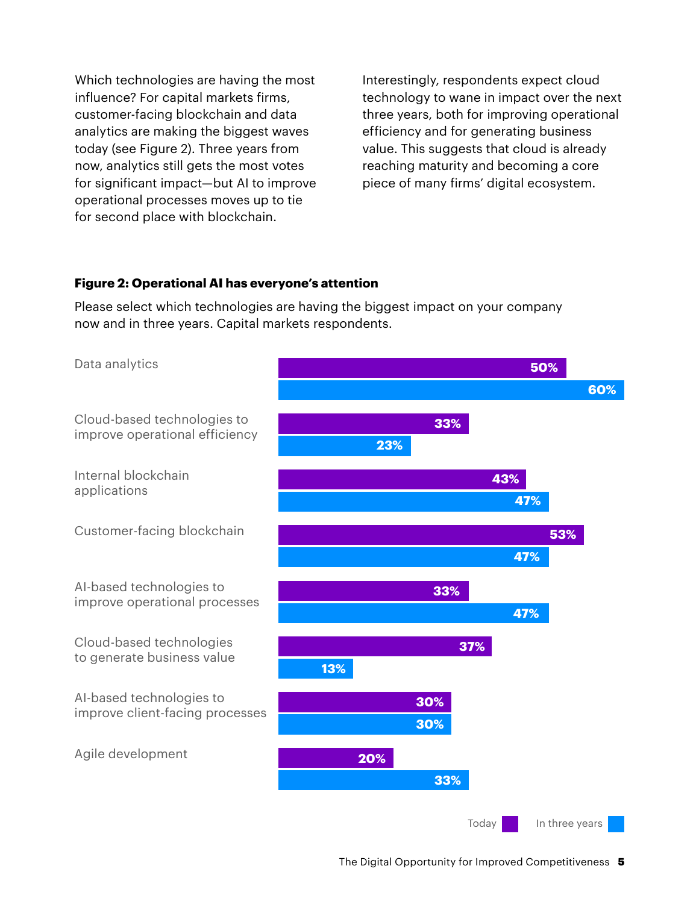Which technologies are having the most influence? For capital markets firms, customer-facing blockchain and data analytics are making the biggest waves today (see Figure 2). Three years from now, analytics still gets the most votes for significant impact—but AI to improve operational processes moves up to tie for second place with blockchain.

Interestingly, respondents expect cloud technology to wane in impact over the next three years, both for improving operational efficiency and for generating business value. This suggests that cloud is already reaching maturity and becoming a core piece of many firms' digital ecosystem.

**Figure 2: Operational AI has everyone's attention**

Please select which technologies are having the biggest impact on your company now and in three years. Capital markets respondents.

| Technology | Today | In three years |
| --- | --- | --- |
| Data analytics | 50% | 60% |
| Cloud-based technologies to improve operational efficiency | 33% | 23% |
| Internal blockchain applications | 43% | 47% |
| Customer-facing blockchain | 53% | 47% |
| AI-based technologies to improve operational processes | 33% | 47% |
| Cloud-based technologies to generate business value | 37% | 13% |
| AI-based technologies to improve client-facing processes | 30% | 30% |
| Agile development | 20% | 33% |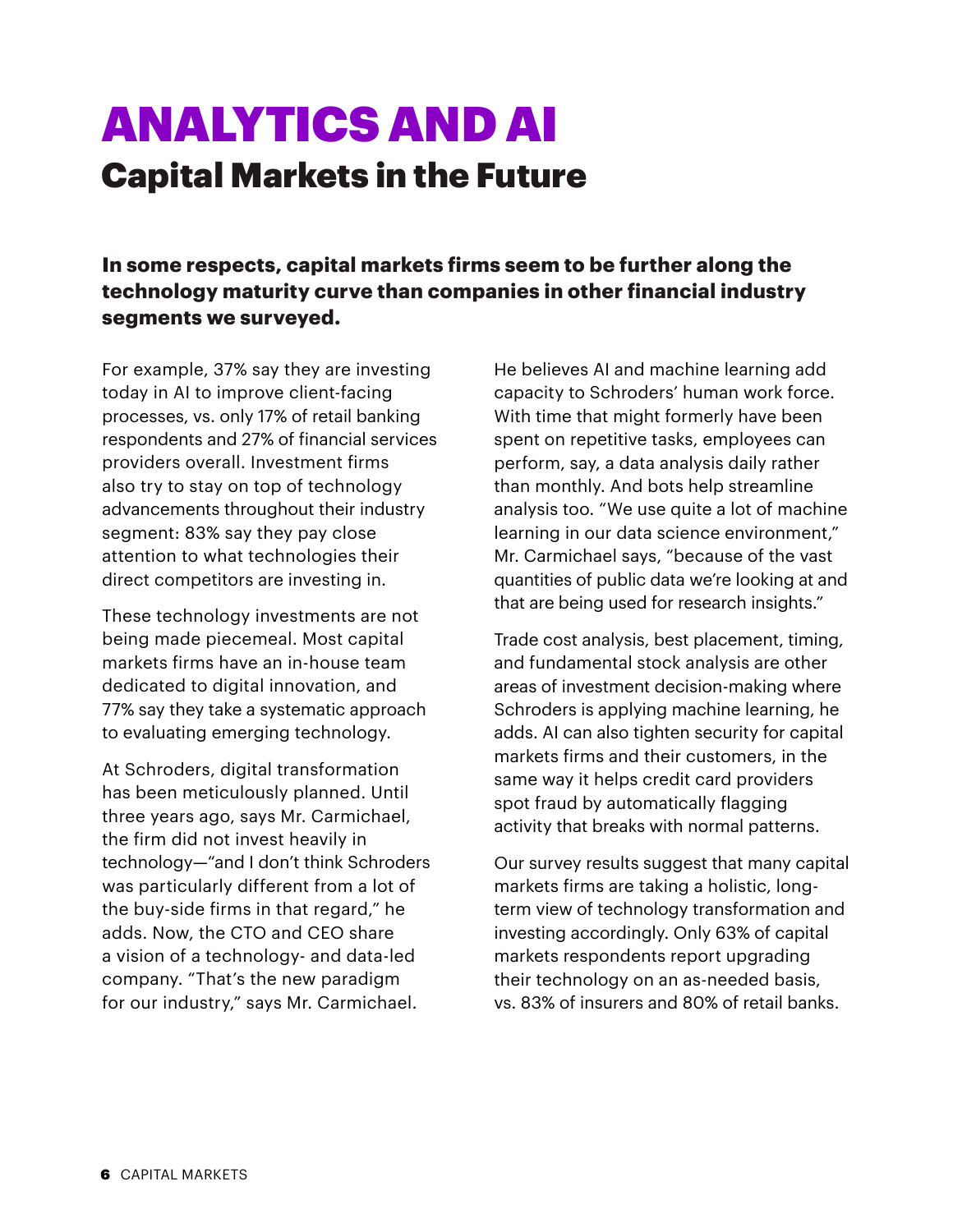# ANALYTICS AND AI

## Capital Markets in the Future

**In some respects, capital markets firms seem to be further along the technology maturity curve than companies in other financial industry segments we surveyed.**

For example, 37% say they are investing today in AI to improve client-facing processes, vs. only 17% of retail banking respondents and 27% of financial services providers overall. Investment firms also try to stay on top of technology advancements throughout their industry segment: 83% say they pay close attention to what technologies their direct competitors are investing in.

These technology investments are not being made piecemeal. Most capital markets firms have an in-house team dedicated to digital innovation, and 77% say they take a systematic approach to evaluating emerging technology.

At Schroders, digital transformation has been meticulously planned. Until three years ago, says Mr. Carmichael, the firm did not invest heavily in technology—"and I don't think Schroders was particularly different from a lot of the buy-side firms in that regard," he adds. Now, the CTO and CEO share a vision of a technology- and data-led company. "That's the new paradigm for our industry," says Mr. Carmichael.

He believes AI and machine learning add capacity to Schroders' human work force. With time that might formerly have been spent on repetitive tasks, employees can perform, say, a data analysis daily rather than monthly. And bots help streamline analysis too. "We use quite a lot of machine learning in our data science environment," Mr. Carmichael says, "because of the vast quantities of public data we're looking at and that are being used for research insights."

Trade cost analysis, best placement, timing, and fundamental stock analysis are other areas of investment decision-making where Schroders is applying machine learning, he adds. AI can also tighten security for capital markets firms and their customers, in the same way it helps credit card providers spot fraud by automatically flagging activity that breaks with normal patterns.

Our survey results suggest that many capital markets firms are taking a holistic, long-term view of technology transformation and investing accordingly. Only 63% of capital markets respondents report upgrading their technology on an as-needed basis, vs. 83% of insurers and 80% of retail banks.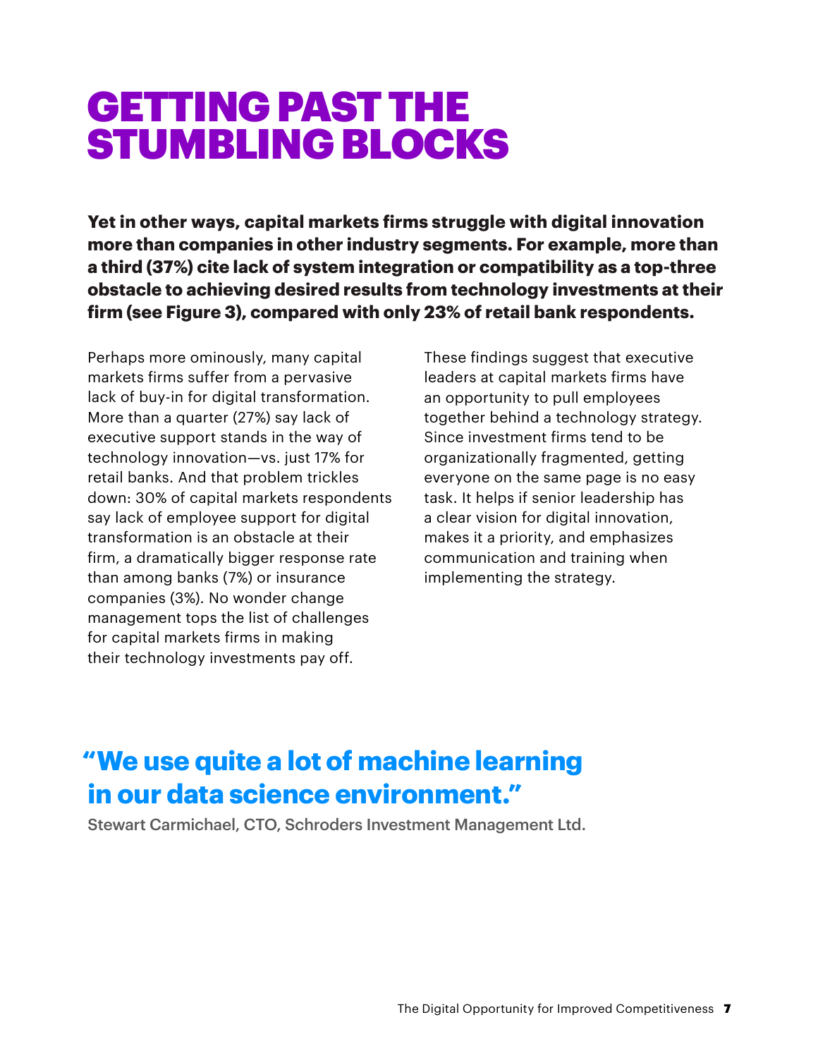# GETTING PAST THE STUMBLING BLOCKS

**Yet in other ways, capital markets firms struggle with digital innovation more than companies in other industry segments. For example, more than a third (37%) cite lack of system integration or compatibility as a top-three obstacle to achieving desired results from technology investments at their firm (see Figure 3), compared with only 23% of retail bank respondents.**

Perhaps more ominously, many capital markets firms suffer from a pervasive lack of buy-in for digital transformation. More than a quarter (27%) say lack of executive support stands in the way of technology innovation—vs. just 17% for retail banks. And that problem trickles down: 30% of capital markets respondents say lack of employee support for digital transformation is an obstacle at their firm, a dramatically bigger response rate than among banks (7%) or insurance companies (3%). No wonder change management tops the list of challenges for capital markets firms in making their technology investments pay off.

These findings suggest that executive leaders at capital markets firms have an opportunity to pull employees together behind a technology strategy. Since investment firms tend to be organizationally fragmented, getting everyone on the same page is no easy task. It helps if senior leadership has a clear vision for digital innovation, makes it a priority, and emphasizes communication and training when implementing the strategy.

## "We use quite a lot of machine learning in our data science environment."

Stewart Carmichael, CTO, Schroders Investment Management Ltd.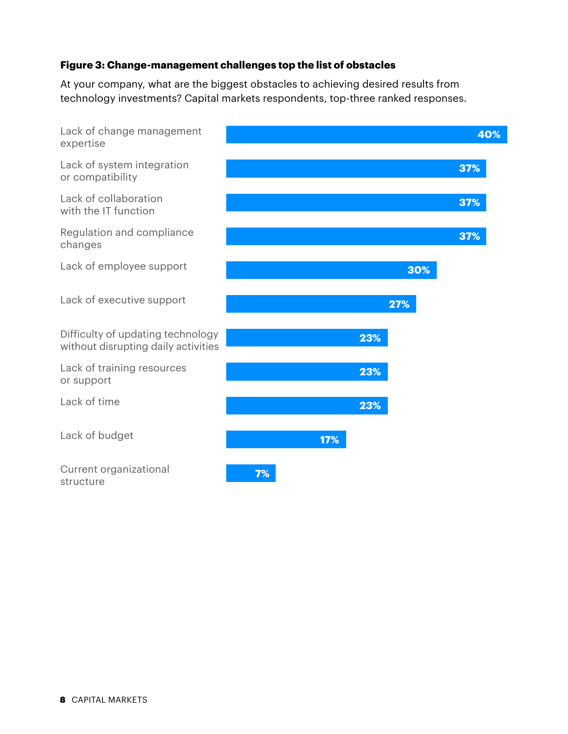**Figure 3: Change-management challenges top the list of obstacles**

At your company, what are the biggest obstacles to achieving desired results from technology investments? Capital markets respondents, top-three ranked responses.

| Obstacle | Percentage |
|---|---|
| Lack of change management expertise | 40% |
| Lack of system integration or compatibility | 37% |
| Lack of collaboration with the IT function | 37% |
| Regulation and compliance changes | 37% |
| Lack of employee support | 30% |
| Lack of executive support | 27% |
| Difficulty of updating technology without disrupting daily activities | 23% |
| Lack of training resources or support | 23% |
| Lack of time | 23% |
| Lack of budget | 17% |
| Current organizational structure | 7% |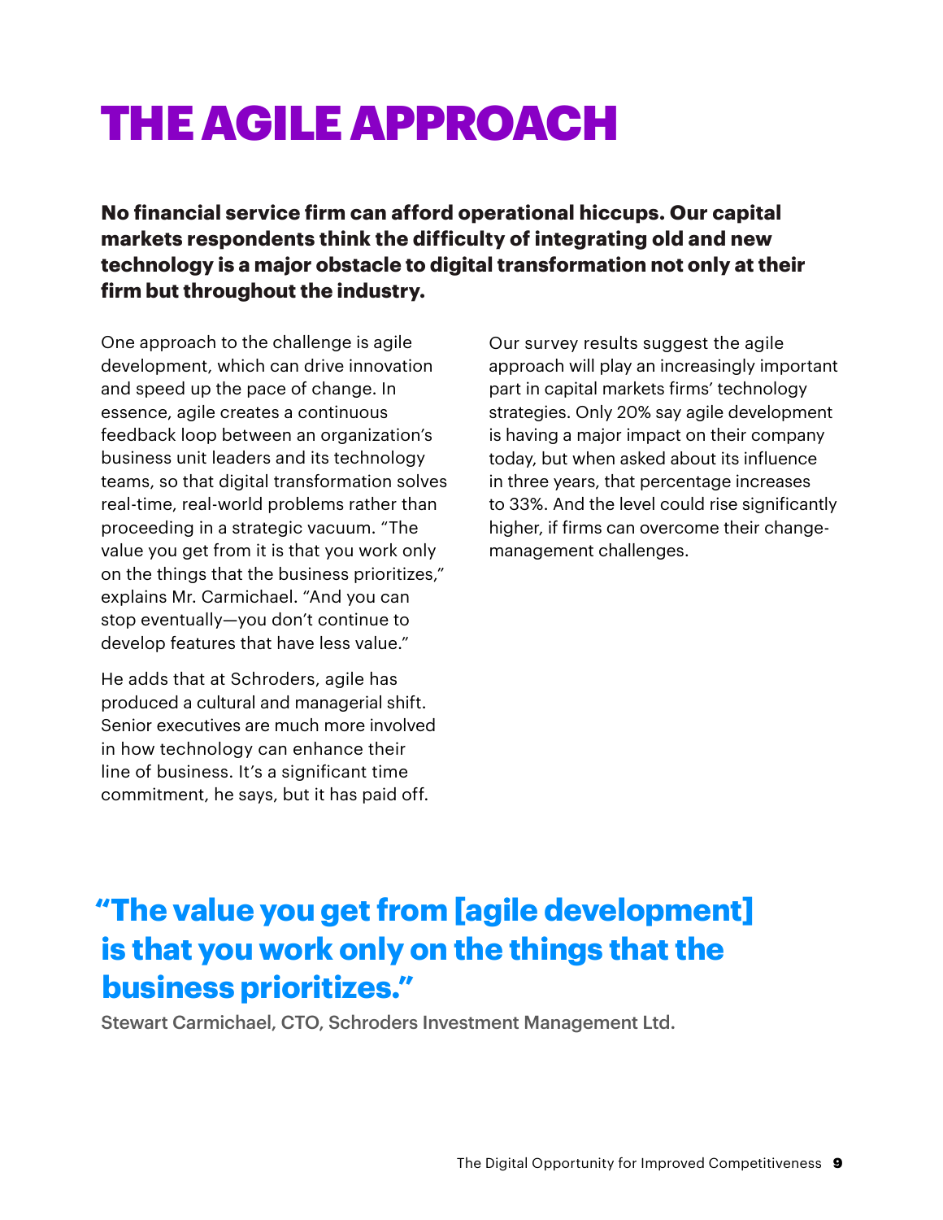# THE AGILE APPROACH

**No financial service firm can afford operational hiccups. Our capital markets respondents think the difficulty of integrating old and new technology is a major obstacle to digital transformation not only at their firm but throughout the industry.**

One approach to the challenge is agile development, which can drive innovation and speed up the pace of change. In essence, agile creates a continuous feedback loop between an organization's business unit leaders and its technology teams, so that digital transformation solves real-time, real-world problems rather than proceeding in a strategic vacuum. "The value you get from it is that you work only on the things that the business prioritizes," explains Mr. Carmichael. "And you can stop eventually—you don't continue to develop features that have less value."

He adds that at Schroders, agile has produced a cultural and managerial shift. Senior executives are much more involved in how technology can enhance their line of business. It's a significant time commitment, he says, but it has paid off.

Our survey results suggest the agile approach will play an increasingly important part in capital markets firms' technology strategies. Only 20% say agile development is having a major impact on their company today, but when asked about its influence in three years, that percentage increases to 33%. And the level could rise significantly higher, if firms can overcome their change-management challenges.

**"The value you get from [agile development] is that you work only on the things that the business prioritizes."**

Stewart Carmichael, CTO, Schroders Investment Management Ltd.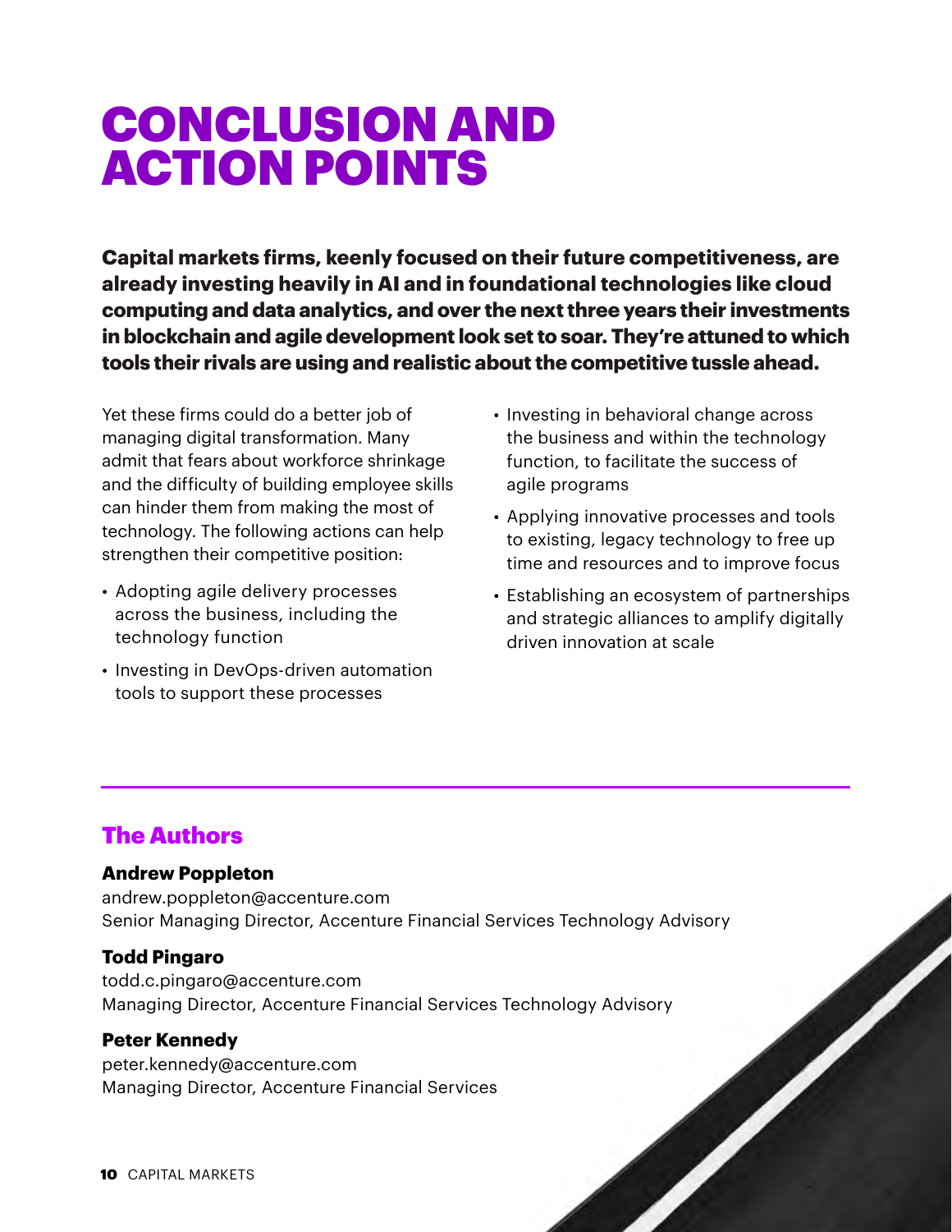# CONCLUSION AND ACTION POINTS

**Capital markets firms, keenly focused on their future competitiveness, are already investing heavily in AI and in foundational technologies like cloud computing and data analytics, and over the next three years their investments in blockchain and agile development look set to soar. They're attuned to which tools their rivals are using and realistic about the competitive tussle ahead.**

Yet these firms could do a better job of managing digital transformation. Many admit that fears about workforce shrinkage and the difficulty of building employee skills can hinder them from making the most of technology. The following actions can help strengthen their competitive position:

- Adopting agile delivery processes across the business, including the technology function
- Investing in DevOps-driven automation tools to support these processes
- Investing in behavioral change across the business and within the technology function, to facilitate the success of agile programs
- Applying innovative processes and tools to existing, legacy technology to free up time and resources and to improve focus
- Establishing an ecosystem of partnerships and strategic alliances to amplify digitally driven innovation at scale

## The Authors

**Andrew Poppleton**
andrew.poppleton@accenture.com
Senior Managing Director, Accenture Financial Services Technology Advisory

**Todd Pingaro**
todd.c.pingaro@accenture.com
Managing Director, Accenture Financial Services Technology Advisory

**Peter Kennedy**
peter.kennedy@accenture.com
Managing Director, Accenture Financial Services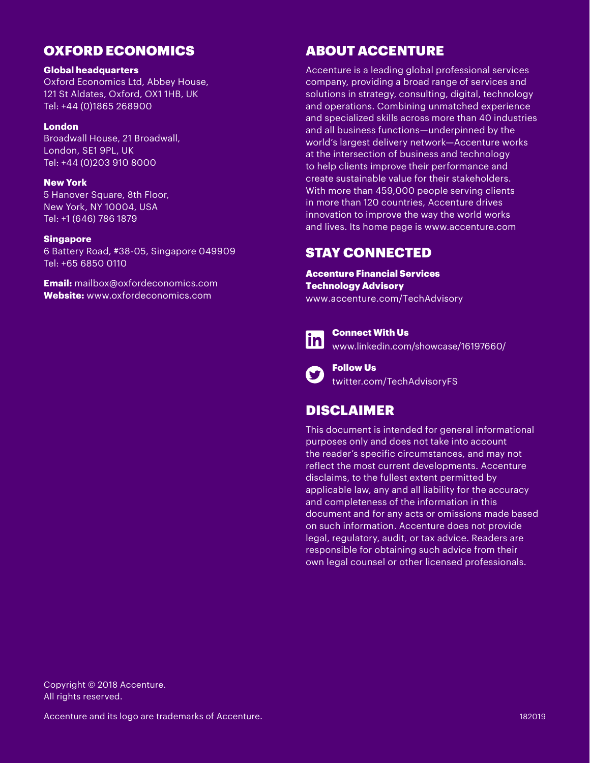## OXFORD ECONOMICS

**Global headquarters**
Oxford Economics Ltd, Abbey House,
121 St Aldates, Oxford, OX1 1HB, UK
Tel: +44 (0)1865 268900

**London**
Broadwall House, 21 Broadwall,
London, SE1 9PL, UK
Tel: +44 (0)203 910 8000

**New York**
5 Hanover Square, 8th Floor,
New York, NY 10004, USA
Tel: +1 (646) 786 1879

**Singapore**
6 Battery Road, #38-05, Singapore 049909
Tel: +65 6850 0110

**Email:** mailbox@oxfordeconomics.com
**Website:** www.oxfordeconomics.com

## ABOUT ACCENTURE

Accenture is a leading global professional services company, providing a broad range of services and solutions in strategy, consulting, digital, technology and operations. Combining unmatched experience and specialized skills across more than 40 industries and all business functions—underpinned by the world's largest delivery network—Accenture works at the intersection of business and technology to help clients improve their performance and create sustainable value for their stakeholders. With more than 459,000 people serving clients in more than 120 countries, Accenture drives innovation to improve the way the world works and lives. Its home page is www.accenture.com

## STAY CONNECTED

**Accenture Financial Services Technology Advisory**
www.accenture.com/TechAdvisory

**Connect With Us**
www.linkedin.com/showcase/16197660/

**Follow Us**
twitter.com/TechAdvisoryFS

## DISCLAIMER

This document is intended for general informational purposes only and does not take into account the reader's specific circumstances, and may not reflect the most current developments. Accenture disclaims, to the fullest extent permitted by applicable law, any and all liability for the accuracy and completeness of the information in this document and for any acts or omissions made based on such information. Accenture does not provide legal, regulatory, audit, or tax advice. Readers are responsible for obtaining such advice from their own legal counsel or other licensed professionals.

Copyright © 2018 Accenture.
All rights reserved.

Accenture and its logo are trademarks of Accenture.

182019